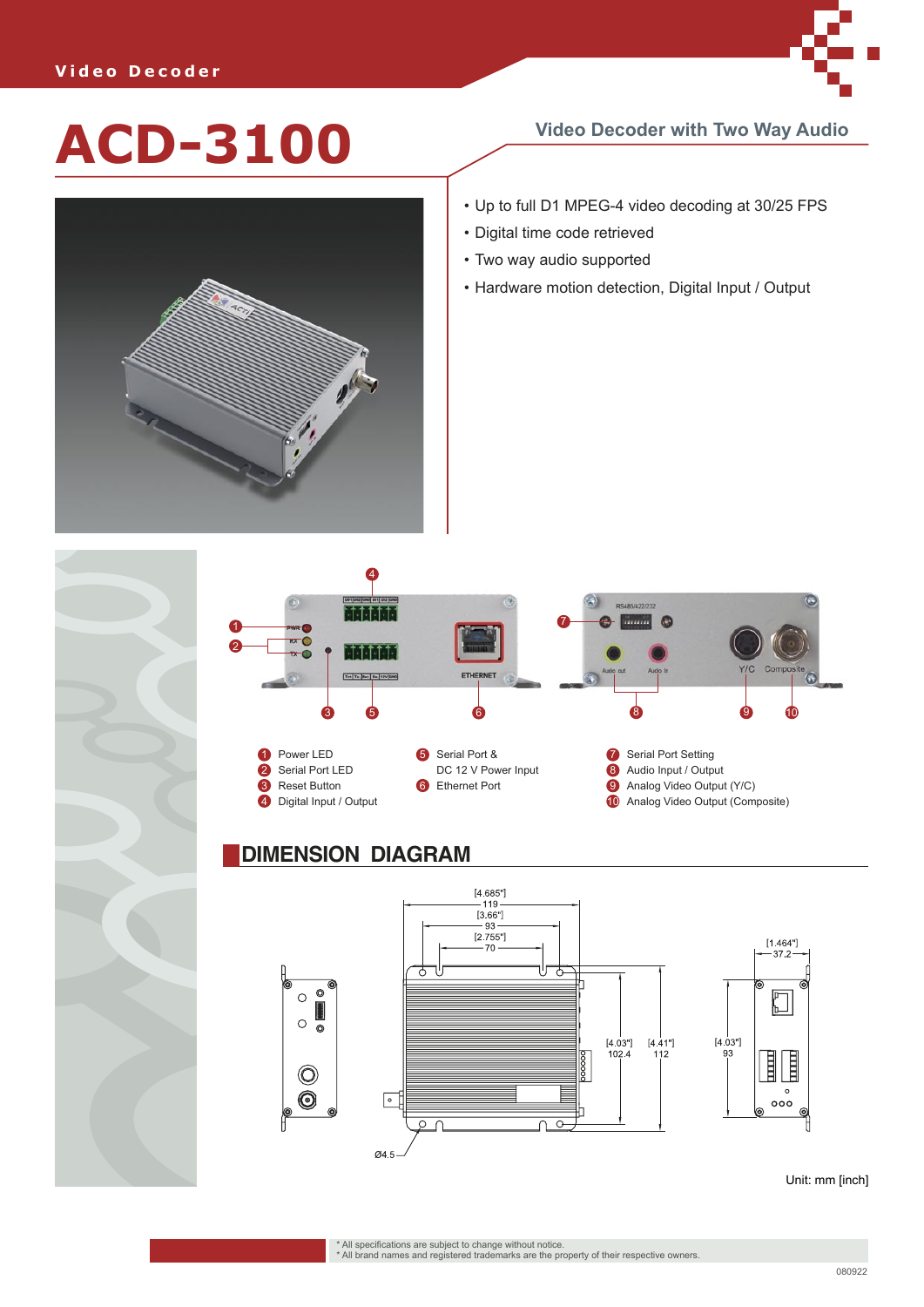Video Decoder

# ACD-3100

## Video Decoder with Two Way Audio

- Up to full D1 MPEG-4 video decoding at 30/25 FPS
- Digital time code retrieved
- Two way audio supported
- Hardware motion detection, Digital Input / Output

1. Power LED
2. Serial Port LED
3. Reset Button
4. Digital Input / Output
5. Serial Port & DC 12 V Power Input
6. Ethernet Port
7. Serial Port Setting
8. Audio Input / Output
9. Analog Video Output (Y/C)
10. Analog Video Output (Composite)

## DIMENSION DIAGRAM

[4.685"] 119

[3.66"] 93

[2.755"] 70

[1.464"] 37.2

[4.03"] 102.4

[4.41"] 112

[4.03"] 93

Ø4.5

Unit: mm [inch]

* All specifications are subject to change without notice.
* All brand names and registered trademarks are the property of their respective owners.

080922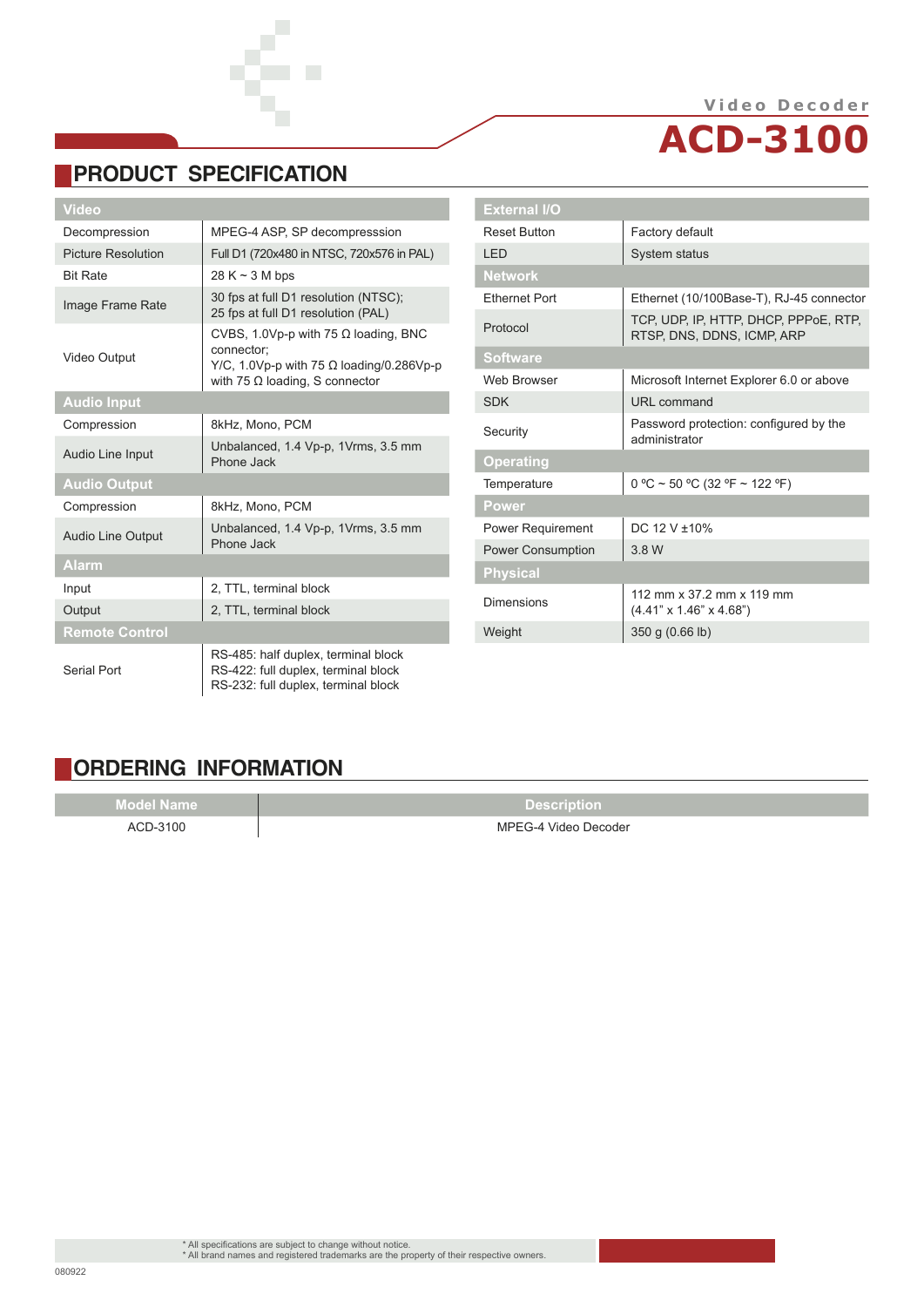Video Decoder

# ACD-3100

## PRODUCT SPECIFICATION

| | |
|---|---|
| **Video** | |
| Decompression | MPEG-4 ASP, SP decompresssion |
| Picture Resolution | Full D1 (720x480 in NTSC, 720x576 in PAL) |
| Bit Rate | 28 K ~ 3 M bps |
| Image Frame Rate | 30 fps at full D1 resolution (NTSC);<br>25 fps at full D1 resolution (PAL) |
| Video Output | CVBS, 1.0Vp-p with 75 Ω loading, BNC connector;<br>Y/C, 1.0Vp-p with 75 Ω loading/0.286Vp-p with 75 Ω loading, S connector |
| **Audio Input** | |
| Compression | 8kHz, Mono, PCM |
| Audio Line Input | Unbalanced, 1.4 Vp-p, 1Vrms, 3.5 mm Phone Jack |
| **Audio Output** | |
| Compression | 8kHz, Mono, PCM |
| Audio Line Output | Unbalanced, 1.4 Vp-p, 1Vrms, 3.5 mm Phone Jack |
| **Alarm** | |
| Input | 2, TTL, terminal block |
| Output | 2, TTL, terminal block |
| **Remote Control** | |
| Serial Port | RS-485: half duplex, terminal block<br>RS-422: full duplex, terminal block<br>RS-232: full duplex, terminal block |

| | |
|---|---|
| **External I/O** | |
| Reset Button | Factory default |
| LED | System status |
| **Network** | |
| Ethernet Port | Ethernet (10/100Base-T), RJ-45 connector |
| Protocol | TCP, UDP, IP, HTTP, DHCP, PPPoE, RTP, RTSP, DNS, DDNS, ICMP, ARP |
| **Software** | |
| Web Browser | Microsoft Internet Explorer 6.0 or above |
| SDK | URL command |
| Security | Password protection: configured by the administrator |
| **Operating** | |
| Temperature | 0 ºC ~ 50 ºC (32 ºF ~ 122 ºF) |
| **Power** | |
| Power Requirement | DC 12 V ±10% |
| Power Consumption | 3.8 W |
| **Physical** | |
| Dimensions | 112 mm x 37.2 mm x 119 mm<br>(4.41" x 1.46" x 4.68") |
| Weight | 350 g (0.66 lb) |

## ORDERING INFORMATION

| Model Name | Description |
|---|---|
| ACD-3100 | MPEG-4 Video Decoder |

* All specifications are subject to change without notice.
* All brand names and registered trademarks are the property of their respective owners.

080922